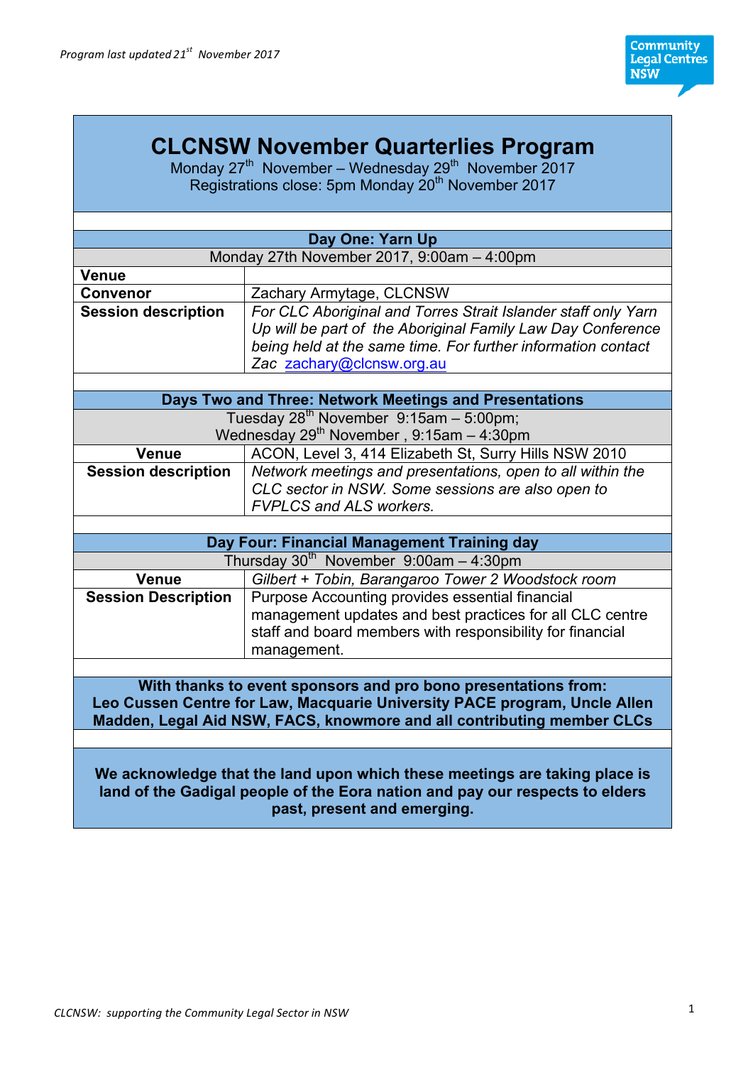*Program last updated 21st November 2017*

# CLCNSW November Quarterlies Program

Monday 27th November – Wednesday 29th November 2017
Registrations close: 5pm Monday 20th November 2017

| **Day One: Yarn Up** | |
|---|---|
| Monday 27th November 2017, 9:00am – 4:00pm | |
| **Venue** | |
| **Convenor** | Zachary Armytage, CLCNSW |
| **Session description** | *For CLC Aboriginal and Torres Strait Islander staff only Yarn Up will be part of the Aboriginal Family Law Day Conference being held at the same time. For further information contact Zac* [zachary@clcnsw.org.au](mailto:zachary@clcnsw.org.au) |

| **Days Two and Three: Network Meetings and Presentations** | |
|---|---|
| Tuesday 28th November 9:15am – 5:00pm; Wednesday 29th November , 9:15am – 4:30pm | |
| **Venue** | ACON, Level 3, 414 Elizabeth St, Surry Hills NSW 2010 |
| **Session description** | *Network meetings and presentations, open to all within the CLC sector in NSW. Some sessions are also open to FVPLCS and ALS workers.* |

| **Day Four: Financial Management Training day** | |
|---|---|
| Thursday 30th November 9:00am – 4:30pm | |
| **Venue** | *Gilbert + Tobin, Barangaroo Tower 2 Woodstock room* |
| **Session Description** | Purpose Accounting provides essential financial management updates and best practices for all CLC centre staff and board members with responsibility for financial management. |

**With thanks to event sponsors and pro bono presentations from: Leo Cussen Centre for Law, Macquarie University PACE program, Uncle Allen Madden, Legal Aid NSW, FACS, knowmore and all contributing member CLCs**

**We acknowledge that the land upon which these meetings are taking place is land of the Gadigal people of the Eora nation and pay our respects to elders past, present and emerging.**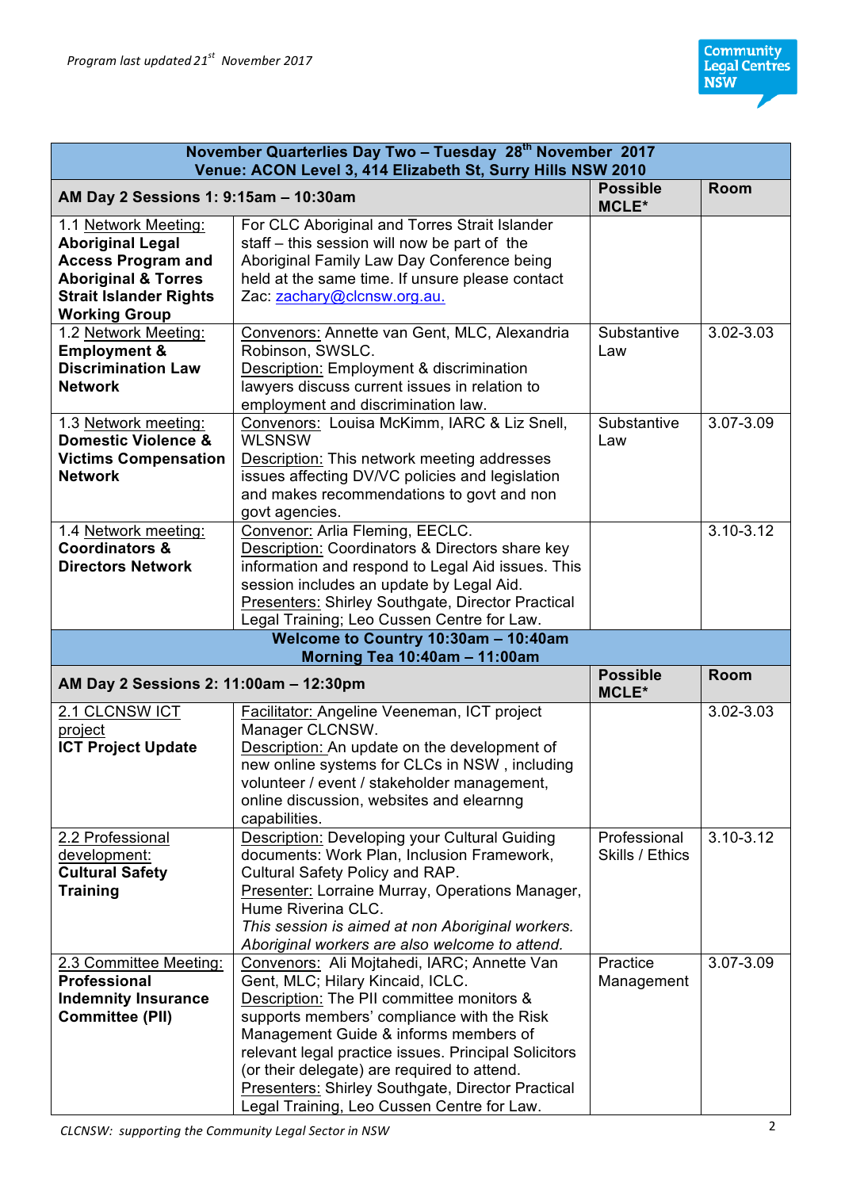*Program last updated 21st November 2017*

| November Quarterlies Day Two – Tuesday 28th November 2017<br>Venue: ACON Level 3, 414 Elizabeth St, Surry Hills NSW 2010 | | | |
|---|---|---|---|
| **AM Day 2 Sessions 1: 9:15am – 10:30am** | | **Possible MCLE*** | **Room** |
| 1.1 Network Meeting: **Aboriginal Legal Access Program and Aboriginal & Torres Strait Islander Rights Working Group** | For CLC Aboriginal and Torres Strait Islander staff – this session will now be part of the Aboriginal Family Law Day Conference being held at the same time. If unsure please contact Zac: zachary@clcnsw.org.au. | | |
| 1.2 Network Meeting: **Employment & Discrimination Law Network** | Convenors: Annette van Gent, MLC, Alexandria Robinson, SWSLC.<br>Description: Employment & discrimination lawyers discuss current issues in relation to employment and discrimination law. | Substantive Law | 3.02-3.03 |
| 1.3 Network meeting: **Domestic Violence & Victims Compensation Network** | Convenors: Louisa McKimm, IARC & Liz Snell, WLSNSW<br>Description: This network meeting addresses issues affecting DV/VC policies and legislation and makes recommendations to govt and non govt agencies. | Substantive Law | 3.07-3.09 |
| 1.4 Network meeting: **Coordinators & Directors Network** | Convenor: Arlia Fleming, EECLC.<br>Description: Coordinators & Directors share key information and respond to Legal Aid issues. This session includes an update by Legal Aid.<br>Presenters: Shirley Southgate, Director Practical Legal Training; Leo Cussen Centre for Law. | | 3.10-3.12 |
| **Welcome to Country 10:30am – 10:40am<br>Morning Tea 10:40am – 11:00am** | | | |
| **AM Day 2 Sessions 2: 11:00am – 12:30pm** | | **Possible MCLE*** | **Room** |
| 2.1 CLCNSW ICT project<br>**ICT Project Update** | Facilitator: Angeline Veeneman, ICT project Manager CLCNSW.<br>Description: An update on the development of new online systems for CLCs in NSW , including volunteer / event / stakeholder management, online discussion, websites and elearnng capabilities. | | 3.02-3.03 |
| 2.2 Professional development: **Cultural Safety Training** | Description: Developing your Cultural Guiding documents: Work Plan, Inclusion Framework, Cultural Safety Policy and RAP.<br>Presenter: Lorraine Murray, Operations Manager, Hume Riverina CLC.<br>*This session is aimed at non Aboriginal workers. Aboriginal workers are also welcome to attend.* | Professional Skills / Ethics | 3.10-3.12 |
| 2.3 Committee Meeting: **Professional Indemnity Insurance Committee (PII)** | Convenors: Ali Mojtahedi, IARC; Annette Van Gent, MLC; Hilary Kincaid, ICLC.<br>Description: The PII committee monitors & supports members' compliance with the Risk Management Guide & informs members of relevant legal practice issues. Principal Solicitors (or their delegate) are required to attend.<br>Presenters: Shirley Southgate, Director Practical Legal Training, Leo Cussen Centre for Law. | Practice Management | 3.07-3.09 |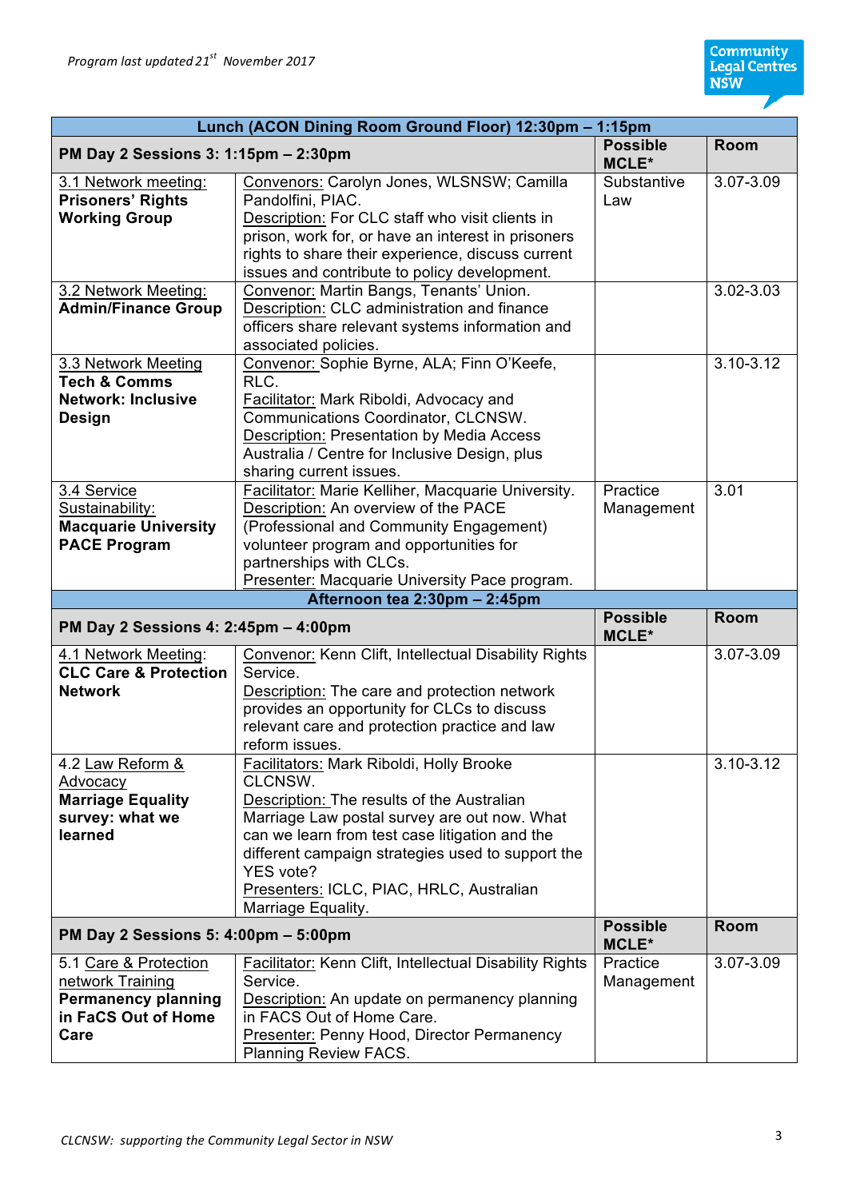*Program last updated 21st November 2017*

| Lunch (ACON Dining Room Ground Floor) 12:30pm – 1:15pm | | | |
|---|---|---|---|
| **PM Day 2 Sessions 3: 1:15pm – 2:30pm** | | **Possible MCLE*** | **Room** |
| 3.1 Network meeting: **Prisoners' Rights Working Group** | Convenors: Carolyn Jones, WLSNSW; Camilla Pandolfini, PIAC. Description: For CLC staff who visit clients in prison, work for, or have an interest in prisoners rights to share their experience, discuss current issues and contribute to policy development. | Substantive Law | 3.07-3.09 |
| 3.2 Network Meeting: **Admin/Finance Group** | Convenor: Martin Bangs, Tenants' Union. Description: CLC administration and finance officers share relevant systems information and associated policies. | | 3.02-3.03 |
| 3.3 Network Meeting **Tech & Comms Network: Inclusive Design** | Convenor: Sophie Byrne, ALA; Finn O'Keefe, RLC. Facilitator: Mark Riboldi, Advocacy and Communications Coordinator, CLCNSW. Description: Presentation by Media Access Australia / Centre for Inclusive Design, plus sharing current issues. | | 3.10-3.12 |
| 3.4 Service Sustainability: **Macquarie University PACE Program** | Facilitator: Marie Kelliher, Macquarie University. Description: An overview of the PACE (Professional and Community Engagement) volunteer program and opportunities for partnerships with CLCs. Presenter: Macquarie University Pace program. | Practice Management | 3.01 |
| **Afternoon tea 2:30pm – 2:45pm** | | | |
| **PM Day 2 Sessions 4: 2:45pm – 4:00pm** | | **Possible MCLE*** | **Room** |
| 4.1 Network Meeting: **CLC Care & Protection Network** | Convenor: Kenn Clift, Intellectual Disability Rights Service. Description: The care and protection network provides an opportunity for CLCs to discuss relevant care and protection practice and law reform issues. | | 3.07-3.09 |
| 4.2 Law Reform & Advocacy **Marriage Equality survey: what we learned** | Facilitators: Mark Riboldi, Holly Brooke CLCNSW. Description: The results of the Australian Marriage Law postal survey are out now. What can we learn from test case litigation and the different campaign strategies used to support the YES vote? Presenters: ICLC, PIAC, HRLC, Australian Marriage Equality. | | 3.10-3.12 |
| **PM Day 2 Sessions 5: 4:00pm – 5:00pm** | | **Possible MCLE*** | **Room** |
| 5.1 Care & Protection network Training **Permanency planning in FaCS Out of Home Care** | Facilitator: Kenn Clift, Intellectual Disability Rights Service. Description: An update on permanency planning in FACS Out of Home Care. Presenter: Penny Hood, Director Permanency Planning Review FACS. | Practice Management | 3.07-3.09 |

*CLCNSW: supporting the Community Legal Sector in NSW*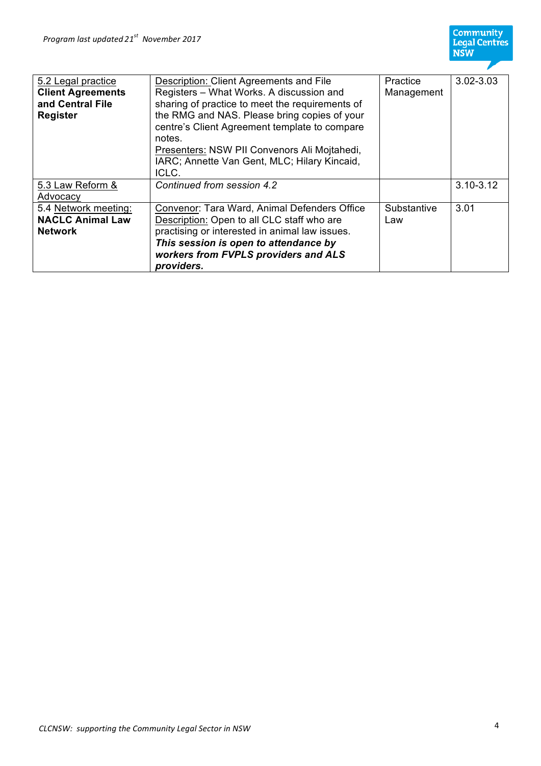| 5.2 Legal practice **Client Agreements and Central File Register** | Description: Client Agreements and File Registers – What Works. A discussion and sharing of practice to meet the requirements of the RMG and NAS. Please bring copies of your centre's Client Agreement template to compare notes. Presenters: NSW PII Convenors Ali Mojtahedi, IARC; Annette Van Gent, MLC; Hilary Kincaid, ICLC. | Practice Management | 3.02-3.03 |
|---|---|---|---|
| 5.3 Law Reform & Advocacy | *Continued from session 4.2* | | 3.10-3.12 |
| 5.4 Network meeting: **NACLC Animal Law Network** | Convenor: Tara Ward, Animal Defenders Office Description: Open to all CLC staff who are practising or interested in animal law issues. ***This session is open to attendance by workers from FVPLS providers and ALS providers.*** | Substantive Law | 3.01 |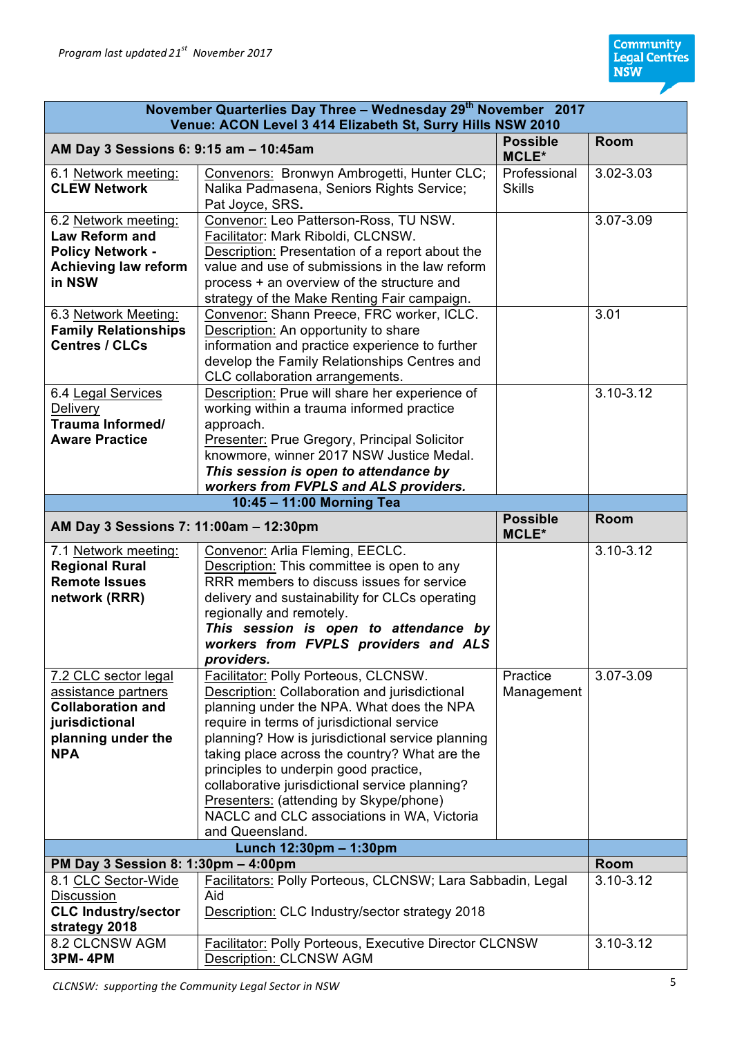*Program last updated 21st November 2017*

| November Quarterlies Day Three – Wednesday 29th November 2017<br>Venue: ACON Level 3 414 Elizabeth St, Surry Hills NSW 2010 | | | |
|---|---|---|---|
| **AM Day 3 Sessions 6: 9:15 am – 10:45am** | | **Possible MCLE*** | **Room** |
| 6.1 Network meeting: **CLEW Network** | Convenors: Bronwyn Ambrogetti, Hunter CLC; Nalika Padmasena, Seniors Rights Service; Pat Joyce, SRS**.** | Professional Skills | 3.02-3.03 |
| 6.2 Network meeting: **Law Reform and Policy Network - Achieving law reform in NSW** | Convenor: Leo Patterson-Ross, TU NSW. Facilitator: Mark Riboldi, CLCNSW. Description: Presentation of a report about the value and use of submissions in the law reform process + an overview of the structure and strategy of the Make Renting Fair campaign. | | 3.07-3.09 |
| 6.3 Network Meeting: **Family Relationships Centres / CLCs** | Convenor: Shann Preece, FRC worker, ICLC. Description: An opportunity to share information and practice experience to further develop the Family Relationships Centres and CLC collaboration arrangements. | | 3.01 |
| 6.4 Legal Services Delivery **Trauma Informed/ Aware Practice** | Description: Prue will share her experience of working within a trauma informed practice approach. Presenter: Prue Gregory, Principal Solicitor knowmore, winner 2017 NSW Justice Medal. ***This session is open to attendance by workers from FVPLS and ALS providers.*** | | 3.10-3.12 |
| **10:45 – 11:00 Morning Tea** | | | |
| **AM Day 3 Sessions 7: 11:00am – 12:30pm** | | **Possible MCLE*** | **Room** |
| 7.1 Network meeting: **Regional Rural Remote Issues network (RRR)** | Convenor: Arlia Fleming, EECLC. Description: This committee is open to any RRR members to discuss issues for service delivery and sustainability for CLCs operating regionally and remotely. ***This session is open to attendance by workers from FVPLS providers and ALS providers.*** | | 3.10-3.12 |
| 7.2 CLC sector legal assistance partners **Collaboration and jurisdictional planning under the NPA** | Facilitator: Polly Porteous, CLCNSW. Description: Collaboration and jurisdictional planning under the NPA. What does the NPA require in terms of jurisdictional service planning? How is jurisdictional service planning taking place across the country? What are the principles to underpin good practice, collaborative jurisdictional service planning? Presenters: (attending by Skype/phone) NACLC and CLC associations in WA, Victoria and Queensland. | Practice Management | 3.07-3.09 |
| **Lunch 12:30pm – 1:30pm** | | | |
| **PM Day 3 Session 8: 1:30pm – 4:00pm** | | | **Room** |
| 8.1 CLC Sector-Wide Discussion **CLC Industry/sector strategy 2018** | Facilitators: Polly Porteous, CLCNSW; Lara Sabbadin, Legal Aid Description: CLC Industry/sector strategy 2018 | | 3.10-3.12 |
| 8.2 CLCNSW AGM **3PM- 4PM** | Facilitator: Polly Porteous, Executive Director CLCNSW Description: CLCNSW AGM | | 3.10-3.12 |

*CLCNSW: supporting the Community Legal Sector in NSW*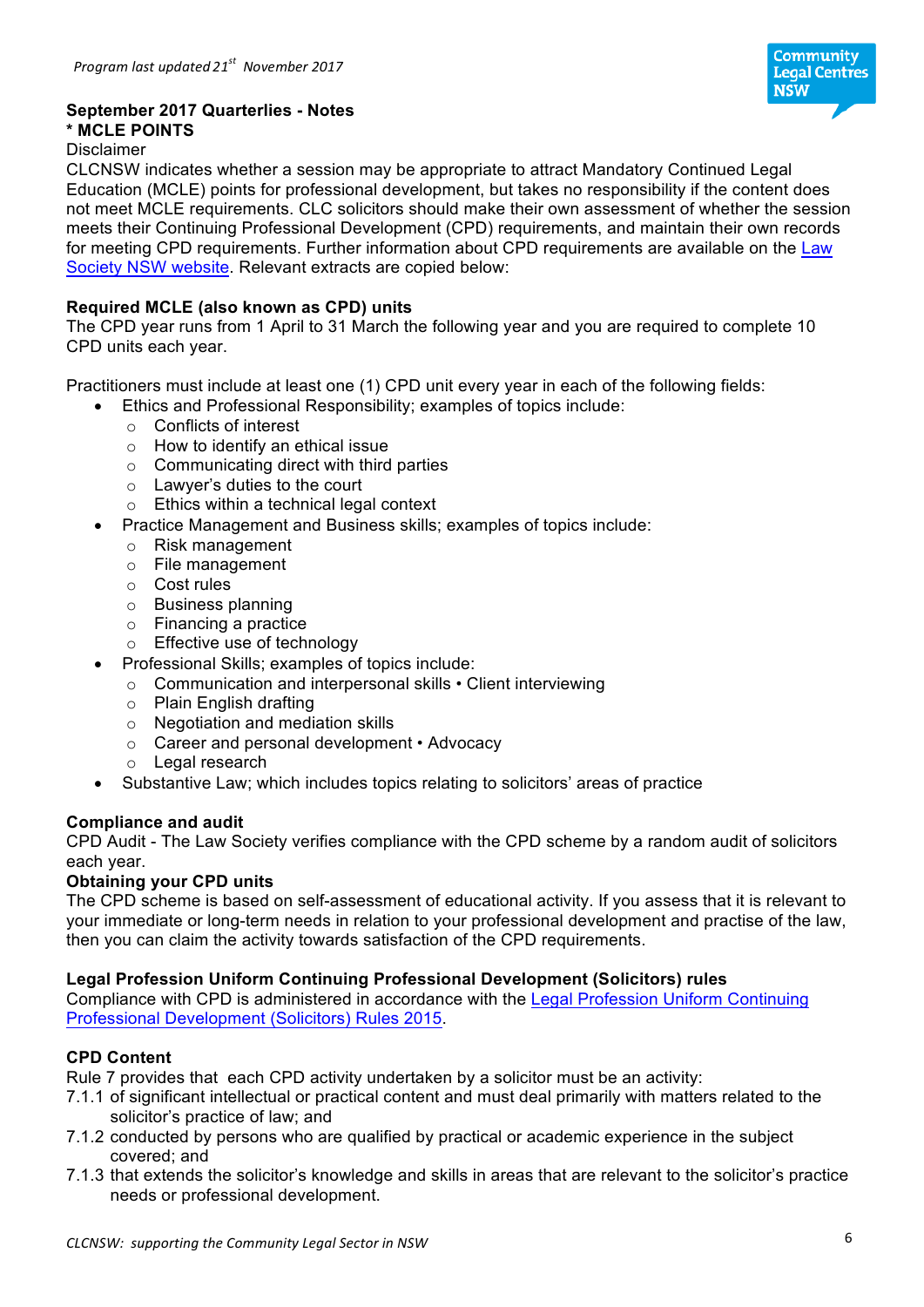*Program last updated 21st November 2017*

**September 2017 Quarterlies - Notes**

**\* MCLE POINTS**

Disclaimer

CLCNSW indicates whether a session may be appropriate to attract Mandatory Continued Legal Education (MCLE) points for professional development, but takes no responsibility if the content does not meet MCLE requirements. CLC solicitors should make their own assessment of whether the session meets their Continuing Professional Development (CPD) requirements, and maintain their own records for meeting CPD requirements. Further information about CPD requirements are available on the Law Society NSW website. Relevant extracts are copied below:

**Required MCLE (also known as CPD) units**

The CPD year runs from 1 April to 31 March the following year and you are required to complete 10 CPD units each year.

Practitioners must include at least one (1) CPD unit every year in each of the following fields:

- Ethics and Professional Responsibility; examples of topics include:
  - Conflicts of interest
  - How to identify an ethical issue
  - Communicating direct with third parties
  - Lawyer's duties to the court
  - Ethics within a technical legal context
- Practice Management and Business skills; examples of topics include:
  - Risk management
  - File management
  - Cost rules
  - Business planning
  - Financing a practice
  - Effective use of technology
- Professional Skills; examples of topics include:
  - Communication and interpersonal skills • Client interviewing
  - Plain English drafting
  - Negotiation and mediation skills
  - Career and personal development • Advocacy
  - Legal research
- Substantive Law; which includes topics relating to solicitors' areas of practice

**Compliance and audit**

CPD Audit - The Law Society verifies compliance with the CPD scheme by a random audit of solicitors each year.

**Obtaining your CPD units**

The CPD scheme is based on self-assessment of educational activity. If you assess that it is relevant to your immediate or long-term needs in relation to your professional development and practise of the law, then you can claim the activity towards satisfaction of the CPD requirements.

**Legal Profession Uniform Continuing Professional Development (Solicitors) rules**

Compliance with CPD is administered in accordance with the Legal Profession Uniform Continuing Professional Development (Solicitors) Rules 2015.

**CPD Content**

Rule 7 provides that each CPD activity undertaken by a solicitor must be an activity:

7.1.1 of significant intellectual or practical content and must deal primarily with matters related to the solicitor's practice of law; and

7.1.2 conducted by persons who are qualified by practical or academic experience in the subject covered; and

7.1.3 that extends the solicitor's knowledge and skills in areas that are relevant to the solicitor's practice needs or professional development.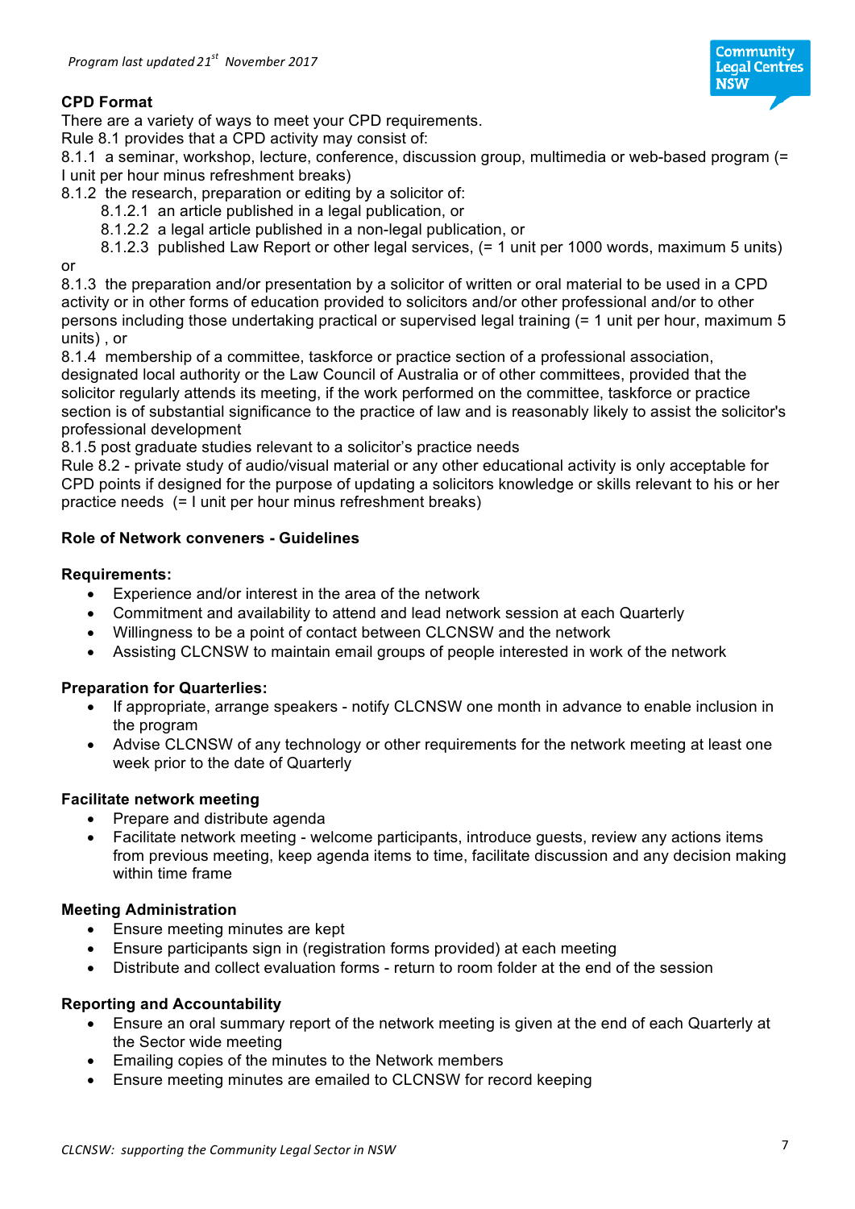**CPD Format**

There are a variety of ways to meet your CPD requirements.

Rule 8.1 provides that a CPD activity may consist of:

8.1.1 a seminar, workshop, lecture, conference, discussion group, multimedia or web-based program (= I unit per hour minus refreshment breaks)

8.1.2 the research, preparation or editing by a solicitor of:

- 8.1.2.1 an article published in a legal publication, or
- 8.1.2.2 a legal article published in a non-legal publication, or
- 8.1.2.3 published Law Report or other legal services, (= 1 unit per 1000 words, maximum 5 units)

or

8.1.3 the preparation and/or presentation by a solicitor of written or oral material to be used in a CPD activity or in other forms of education provided to solicitors and/or other professional and/or to other persons including those undertaking practical or supervised legal training (= 1 unit per hour, maximum 5 units) , or

8.1.4 membership of a committee, taskforce or practice section of a professional association, designated local authority or the Law Council of Australia or of other committees, provided that the solicitor regularly attends its meeting, if the work performed on the committee, taskforce or practice section is of substantial significance to the practice of law and is reasonably likely to assist the solicitor's professional development

8.1.5 post graduate studies relevant to a solicitor's practice needs

Rule 8.2 - private study of audio/visual material or any other educational activity is only acceptable for CPD points if designed for the purpose of updating a solicitors knowledge or skills relevant to his or her practice needs (= I unit per hour minus refreshment breaks)

**Role of Network conveners - Guidelines**

**Requirements:**

- Experience and/or interest in the area of the network
- Commitment and availability to attend and lead network session at each Quarterly
- Willingness to be a point of contact between CLCNSW and the network
- Assisting CLCNSW to maintain email groups of people interested in work of the network

**Preparation for Quarterlies:**

- If appropriate, arrange speakers - notify CLCNSW one month in advance to enable inclusion in the program
- Advise CLCNSW of any technology or other requirements for the network meeting at least one week prior to the date of Quarterly

**Facilitate network meeting**

- Prepare and distribute agenda
- Facilitate network meeting - welcome participants, introduce guests, review any actions items from previous meeting, keep agenda items to time, facilitate discussion and any decision making within time frame

**Meeting Administration**

- Ensure meeting minutes are kept
- Ensure participants sign in (registration forms provided) at each meeting
- Distribute and collect evaluation forms - return to room folder at the end of the session

**Reporting and Accountability**

- Ensure an oral summary report of the network meeting is given at the end of each Quarterly at the Sector wide meeting
- Emailing copies of the minutes to the Network members
- Ensure meeting minutes are emailed to CLCNSW for record keeping